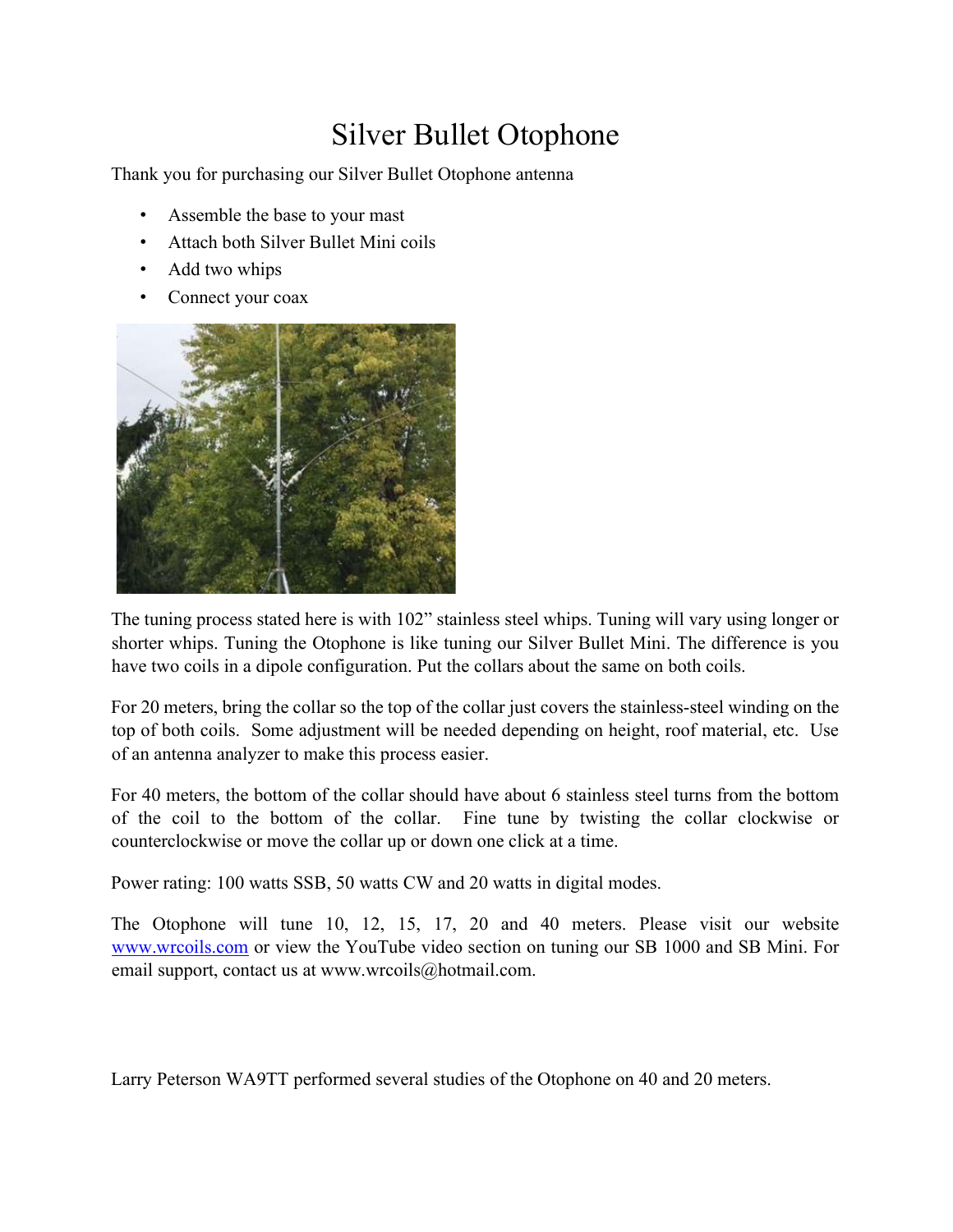# Silver Bullet Otophone

Thank you for purchasing our Silver Bullet Otophone antenna

- Assemble the base to your mast
- Attach both Silver Bullet Mini coils
- Add two whips
- Connect your coax

The tuning process stated here is with 102" stainless steel whips. Tuning will vary using longer or shorter whips. Tuning the Otophone is like tuning our Silver Bullet Mini. The difference is you have two coils in a dipole configuration. Put the collars about the same on both coils.

For 20 meters, bring the collar so the top of the collar just covers the stainless-steel winding on the top of both coils. Some adjustment will be needed depending on height, roof material, etc. Use of an antenna analyzer to make this process easier.

For 40 meters, the bottom of the collar should have about 6 stainless steel turns from the bottom of the coil to the bottom of the collar. Fine tune by twisting the collar clockwise or counterclockwise or move the collar up or down one click at a time.

Power rating: 100 watts SSB, 50 watts CW and 20 watts in digital modes.

The Otophone will tune 10, 12, 15, 17, 20 and 40 meters. Please visit our website www.wrcoils.com or view the YouTube video section on tuning our SB 1000 and SB Mini. For email support, contact us at www.wrcoils@hotmail.com.

Larry Peterson WA9TT performed several studies of the Otophone on 40 and 20 meters.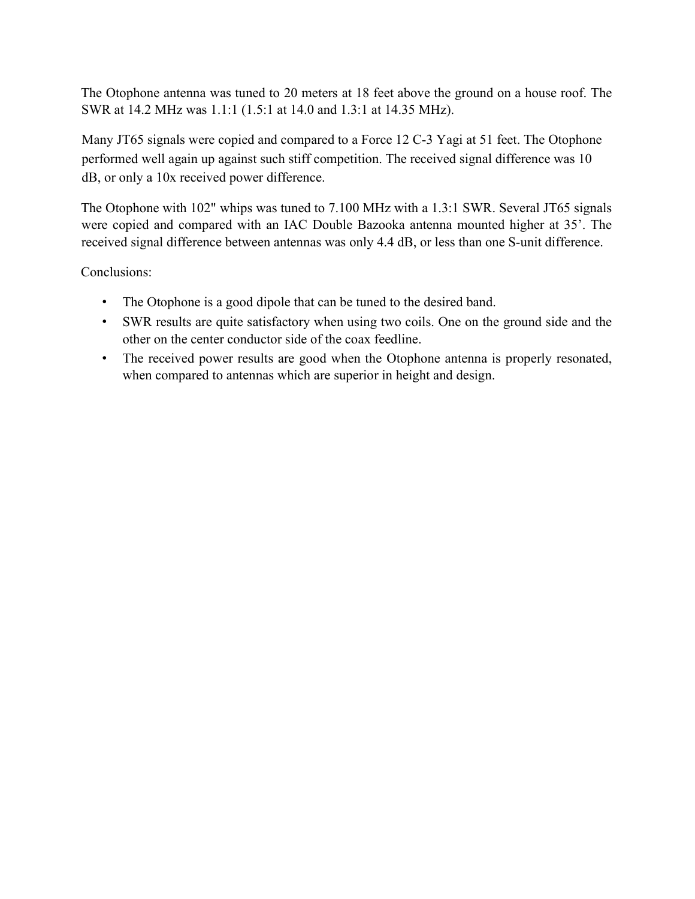The Otophone antenna was tuned to 20 meters at 18 feet above the ground on a house roof. The SWR at 14.2 MHz was 1.1:1 (1.5:1 at 14.0 and 1.3:1 at 14.35 MHz).

Many JT65 signals were copied and compared to a Force 12 C-3 Yagi at 51 feet. The Otophone performed well again up against such stiff competition. The received signal difference was 10 dB, or only a 10x received power difference.

The Otophone with 102" whips was tuned to 7.100 MHz with a 1.3:1 SWR. Several JT65 signals were copied and compared with an IAC Double Bazooka antenna mounted higher at 35'. The received signal difference between antennas was only 4.4 dB, or less than one S-unit difference.

Conclusions:

- The Otophone is a good dipole that can be tuned to the desired band.
- SWR results are quite satisfactory when using two coils. One on the ground side and the other on the center conductor side of the coax feedline.
- The received power results are good when the Otophone antenna is properly resonated, when compared to antennas which are superior in height and design.